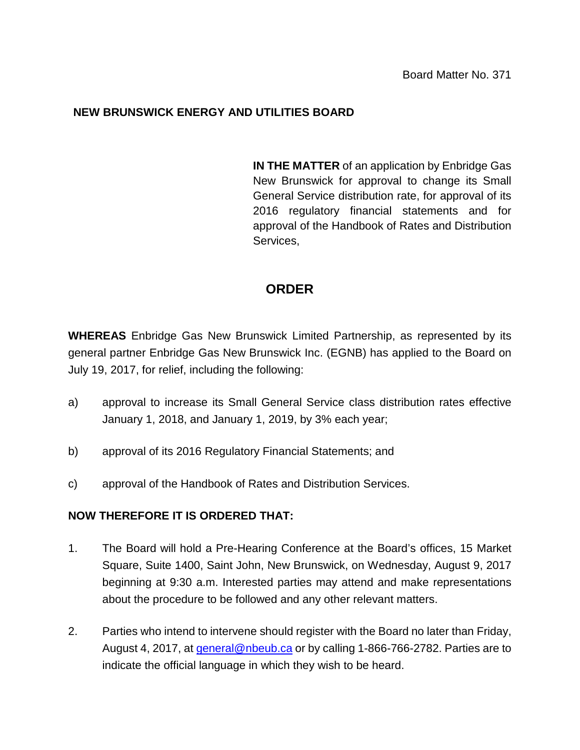Board Matter No. 371

**NEW BRUNSWICK ENERGY AND UTILITIES BOARD**

**IN THE MATTER** of an application by Enbridge Gas New Brunswick for approval to change its Small General Service distribution rate, for approval of its 2016 regulatory financial statements and for approval of the Handbook of Rates and Distribution Services,

# ORDER

**WHEREAS** Enbridge Gas New Brunswick Limited Partnership, as represented by its general partner Enbridge Gas New Brunswick Inc. (EGNB) has applied to the Board on July 19, 2017, for relief, including the following:

a) approval to increase its Small General Service class distribution rates effective January 1, 2018, and January 1, 2019, by 3% each year;

b) approval of its 2016 Regulatory Financial Statements; and

c) approval of the Handbook of Rates and Distribution Services.

**NOW THEREFORE IT IS ORDERED THAT:**

1. The Board will hold a Pre-Hearing Conference at the Board's offices, 15 Market Square, Suite 1400, Saint John, New Brunswick, on Wednesday, August 9, 2017 beginning at 9:30 a.m. Interested parties may attend and make representations about the procedure to be followed and any other relevant matters.

2. Parties who intend to intervene should register with the Board no later than Friday, August 4, 2017, at general@nbeub.ca or by calling 1-866-766-2782. Parties are to indicate the official language in which they wish to be heard.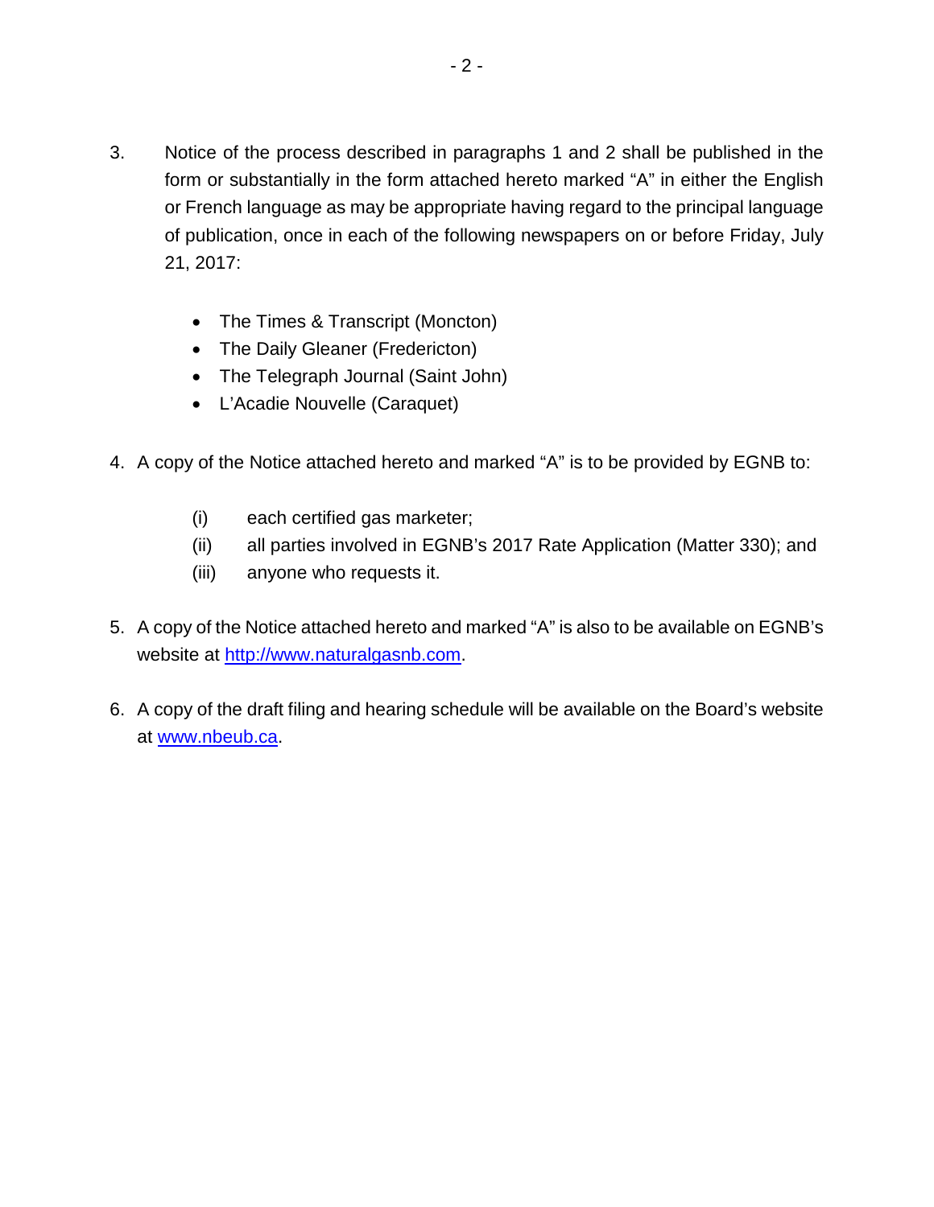3. Notice of the process described in paragraphs 1 and 2 shall be published in the form or substantially in the form attached hereto marked "A" in either the English or French language as may be appropriate having regard to the principal language of publication, once in each of the following newspapers on or before Friday, July 21, 2017:

   - The Times & Transcript (Moncton)
   - The Daily Gleaner (Fredericton)
   - The Telegraph Journal (Saint John)
   - L'Acadie Nouvelle (Caraquet)

4. A copy of the Notice attached hereto and marked "A" is to be provided by EGNB to:

   (i) each certified gas marketer;
   (ii) all parties involved in EGNB's 2017 Rate Application (Matter 330); and
   (iii) anyone who requests it.

5. A copy of the Notice attached hereto and marked "A" is also to be available on EGNB's website at http://www.naturalgasnb.com.

6. A copy of the draft filing and hearing schedule will be available on the Board's website at www.nbeub.ca.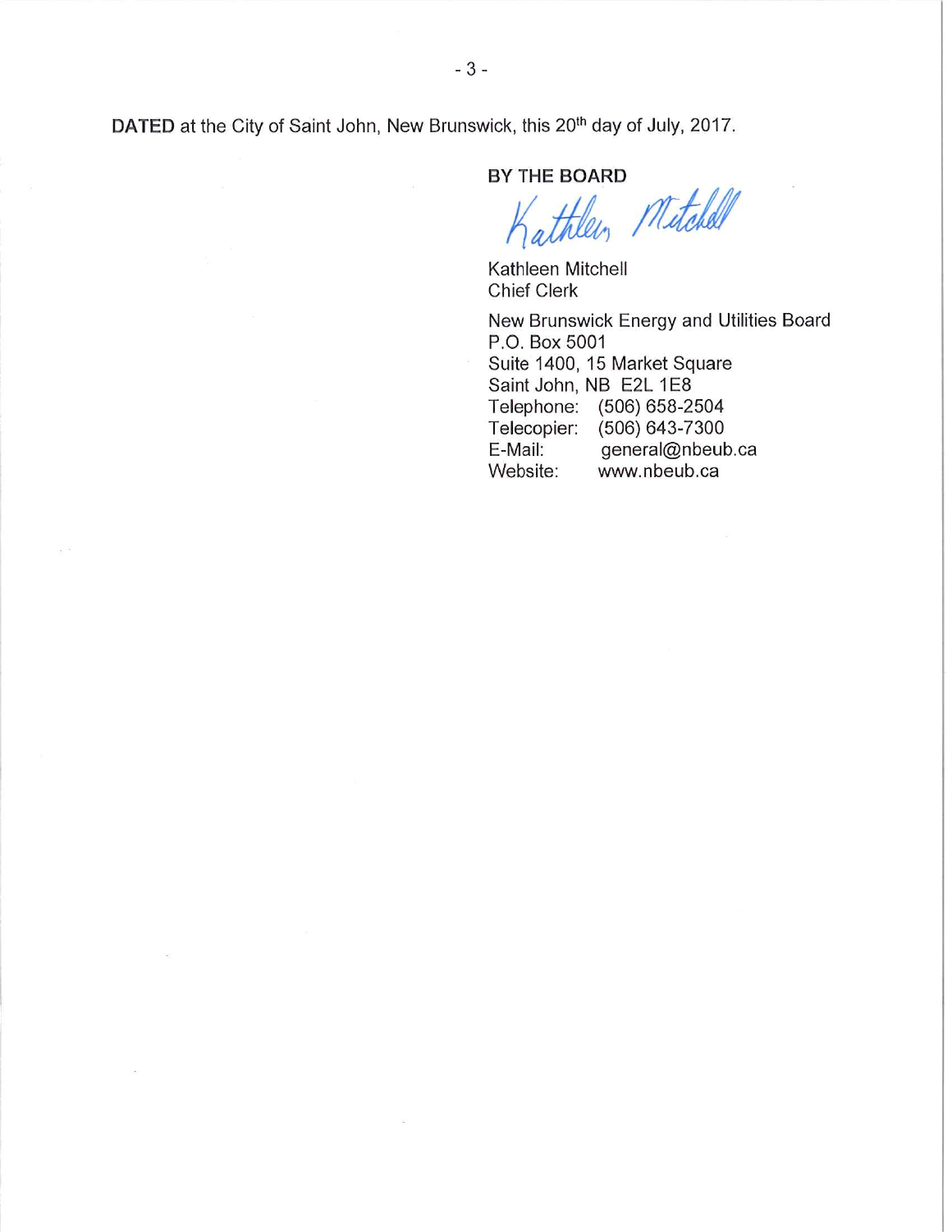**DATED** at the City of Saint John, New Brunswick, this 20th day of July, 2017.

**BY THE BOARD**

Kathleen Mitchell

Kathleen Mitchell
Chief Clerk

New Brunswick Energy and Utilities Board
P.O. Box 5001
Suite 1400, 15 Market Square
Saint John, NB E2L 1E8
Telephone: (506) 658-2504
Telecopier: (506) 643-7300
E-Mail: general@nbeub.ca
Website: www.nbeub.ca